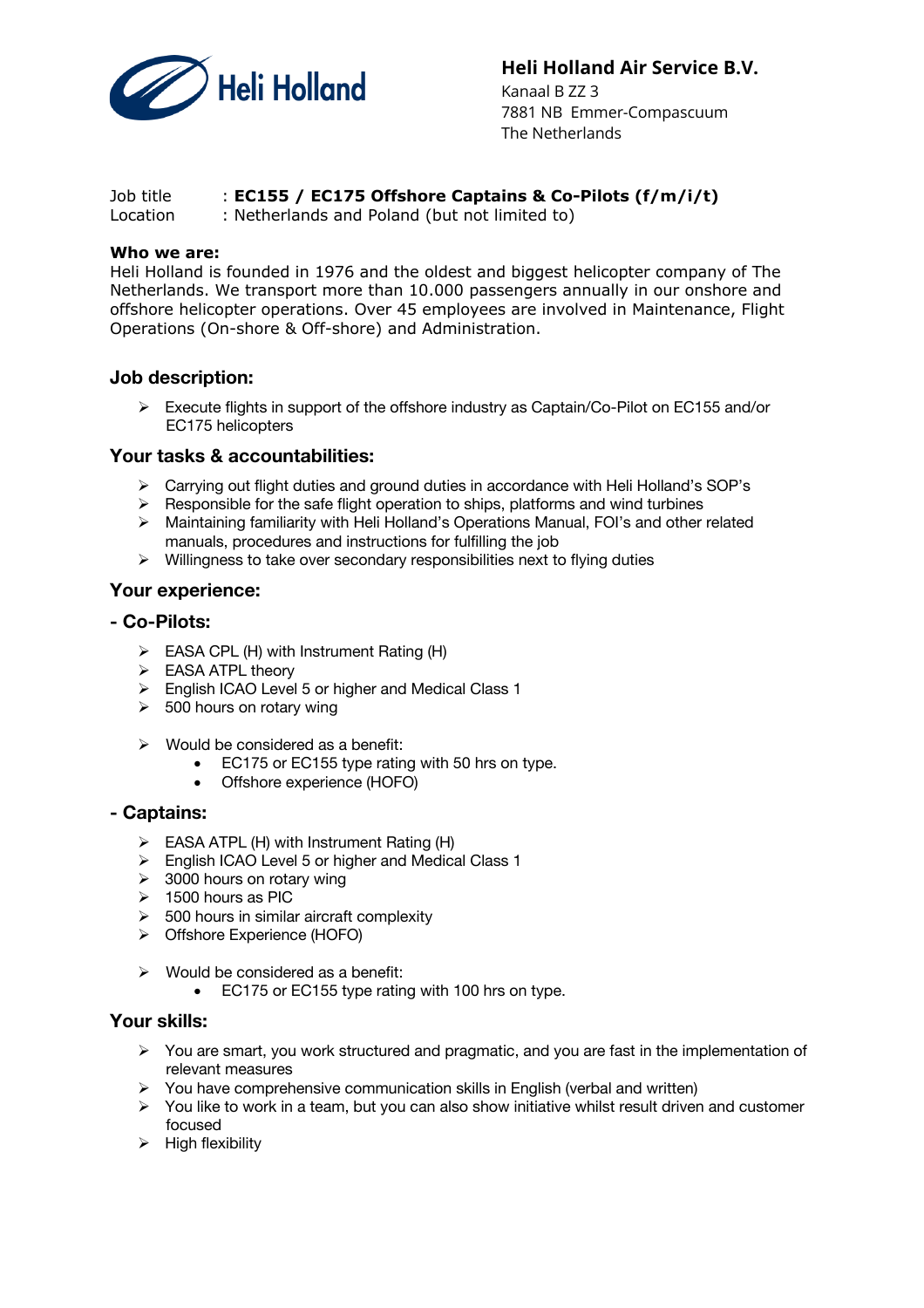Heli Holland

**Heli Holland Air Service B.V.**
Kanaal B ZZ 3
7881 NB Emmer-Compascuum
The Netherlands

Job title : **EC155 / EC175 Offshore Captains & Co-Pilots (f/m/i/t)**
Location : Netherlands and Poland (but not limited to)

**Who we are:**
Heli Holland is founded in 1976 and the oldest and biggest helicopter company of The Netherlands. We transport more than 10.000 passengers annually in our onshore and offshore helicopter operations. Over 45 employees are involved in Maintenance, Flight Operations (On-shore & Off-shore) and Administration.

## Job description:

- Execute flights in support of the offshore industry as Captain/Co-Pilot on EC155 and/or EC175 helicopters

## Your tasks & accountabilities:

- Carrying out flight duties and ground duties in accordance with Heli Holland's SOP's
- Responsible for the safe flight operation to ships, platforms and wind turbines
- Maintaining familiarity with Heli Holland's Operations Manual, FOI's and other related manuals, procedures and instructions for fulfilling the job
- Willingness to take over secondary responsibilities next to flying duties

## Your experience:

### - Co-Pilots:

- EASA CPL (H) with Instrument Rating (H)
- EASA ATPL theory
- English ICAO Level 5 or higher and Medical Class 1
- 500 hours on rotary wing

- Would be considered as a benefit:
  - EC175 or EC155 type rating with 50 hrs on type.
  - Offshore experience (HOFO)

### - Captains:

- EASA ATPL (H) with Instrument Rating (H)
- English ICAO Level 5 or higher and Medical Class 1
- 3000 hours on rotary wing
- 1500 hours as PIC
- 500 hours in similar aircraft complexity
- Offshore Experience (HOFO)

- Would be considered as a benefit:
  - EC175 or EC155 type rating with 100 hrs on type.

## Your skills:

- You are smart, you work structured and pragmatic, and you are fast in the implementation of relevant measures
- You have comprehensive communication skills in English (verbal and written)
- You like to work in a team, but you can also show initiative whilst result driven and customer focused
- High flexibility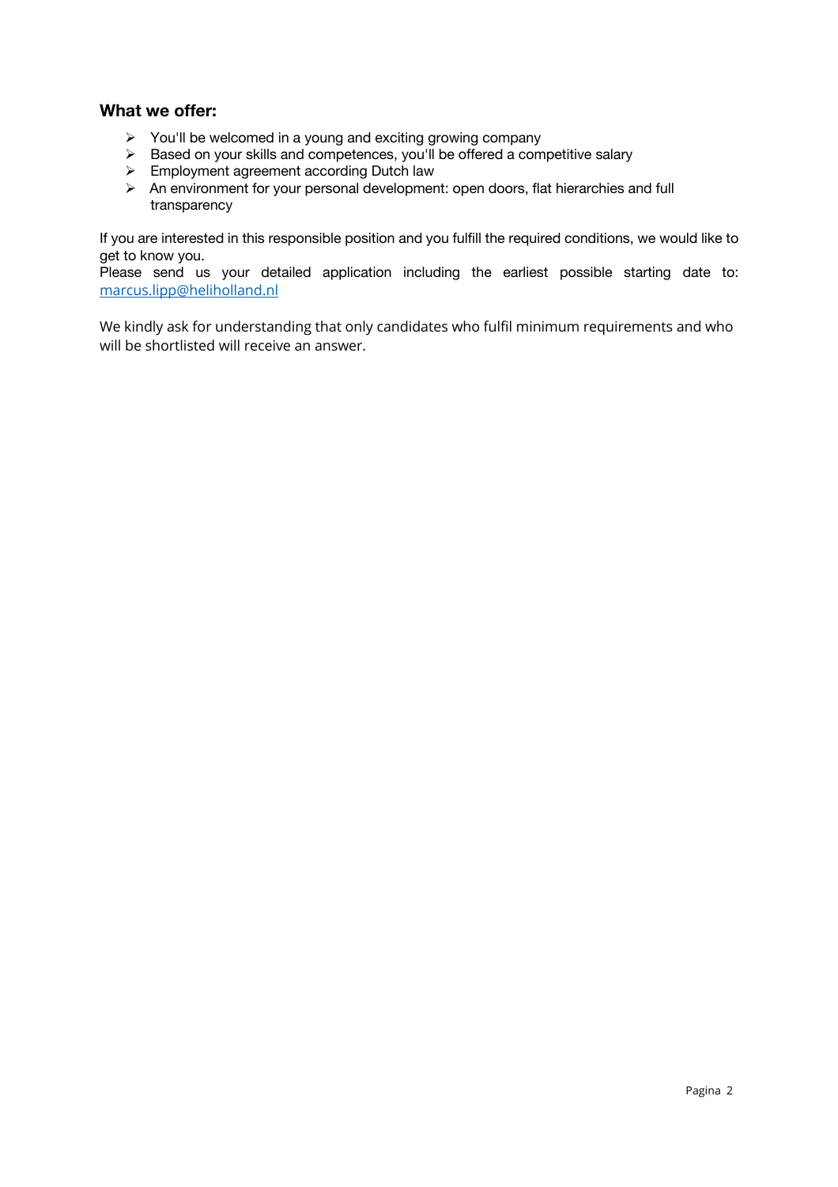### What we offer:

- You'll be welcomed in a young and exciting growing company
- Based on your skills and competences, you'll be offered a competitive salary
- Employment agreement according Dutch law
- An environment for your personal development: open doors, flat hierarchies and full transparency

If you are interested in this responsible position and you fulfill the required conditions, we would like to get to know you.
Please send us your detailed application including the earliest possible starting date to: marcus.lipp@heliholland.nl

We kindly ask for understanding that only candidates who fulfil minimum requirements and who will be shortlisted will receive an answer.